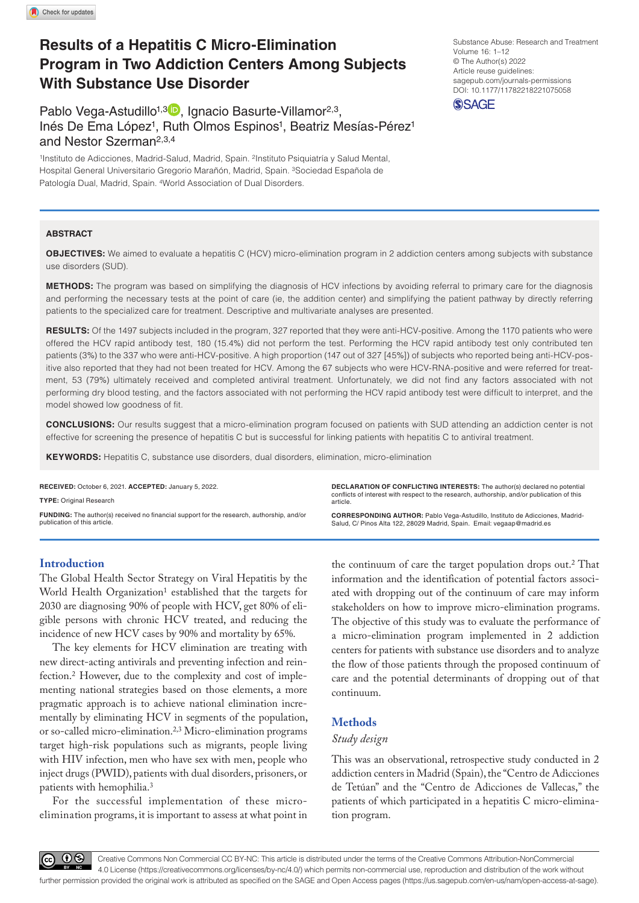# Results of a Hepatitis C Micro-Elimination Program in Two Addiction Centers Among Subjects With Substance Use Disorder

Substance Abuse: Research and Treatment
Volume 16: 1–12
© The Author(s) 2022
Article reuse guidelines:
sagepub.com/journals-permissions
DOI: 10.1177/11782218221075058

Pablo Vega-Astudillo[1,3], Ignacio Basurte-Villamor[2,3], Inés De Ema López[1], Ruth Olmos Espinos[1], Beatriz Mesías-Pérez[1] and Nestor Szerman[2,3,4]

[1]Instituto de Adicciones, Madrid-Salud, Madrid, Spain. [2]Instituto Psiquiatría y Salud Mental, Hospital General Universitario Gregorio Marañón, Madrid, Spain. [3]Sociedad Española de Patología Dual, Madrid, Spain. [4]World Association of Dual Disorders.

## ABSTRACT

**OBJECTIVES:** We aimed to evaluate a hepatitis C (HCV) micro-elimination program in 2 addiction centers among subjects with substance use disorders (SUD).

**METHODS:** The program was based on simplifying the diagnosis of HCV infections by avoiding referral to primary care for the diagnosis and performing the necessary tests at the point of care (ie, the addition center) and simplifying the patient pathway by directly referring patients to the specialized care for treatment. Descriptive and multivariate analyses are presented.

**RESULTS:** Of the 1497 subjects included in the program, 327 reported that they were anti-HCV-positive. Among the 1170 patients who were offered the HCV rapid antibody test, 180 (15.4%) did not perform the test. Performing the HCV rapid antibody test only contributed ten patients (3%) to the 337 who were anti-HCV-positive. A high proportion (147 out of 327 [45%]) of subjects who reported being anti-HCV-positive also reported that they had not been treated for HCV. Among the 67 subjects who were HCV-RNA-positive and were referred for treatment, 53 (79%) ultimately received and completed antiviral treatment. Unfortunately, we did not find any factors associated with not performing dry blood testing, and the factors associated with not performing the HCV rapid antibody test were difficult to interpret, and the model showed low goodness of fit.

**CONCLUSIONS:** Our results suggest that a micro-elimination program focused on patients with SUD attending an addiction center is not effective for screening the presence of hepatitis C but is successful for linking patients with hepatitis C to antiviral treatment.

**KEYWORDS:** Hepatitis C, substance use disorders, dual disorders, elimination, micro-elimination

**RECEIVED:** October 6, 2021. **ACCEPTED:** January 5, 2022.

**TYPE:** Original Research

**FUNDING:** The author(s) received no financial support for the research, authorship, and/or publication of this article.

**DECLARATION OF CONFLICTING INTERESTS:** The author(s) declared no potential conflicts of interest with respect to the research, authorship, and/or publication of this article.

**CORRESPONDING AUTHOR:** Pablo Vega-Astudillo, Instituto de Adicciones, Madrid-Salud, C/ Pinos Alta 122, 28029 Madrid, Spain. Email: vegaap@madrid.es

## Introduction

The Global Health Sector Strategy on Viral Hepatitis by the World Health Organization[1] established that the targets for 2030 are diagnosing 90% of people with HCV, get 80% of eligible persons with chronic HCV treated, and reducing the incidence of new HCV cases by 90% and mortality by 65%.

The key elements for HCV elimination are treating with new direct-acting antivirals and preventing infection and reinfection.[2] However, due to the complexity and cost of implementing national strategies based on those elements, a more pragmatic approach is to achieve national elimination incrementally by eliminating HCV in segments of the population, or so-called micro-elimination.[2,3] Micro-elimination programs target high-risk populations such as migrants, people living with HIV infection, men who have sex with men, people who inject drugs (PWID), patients with dual disorders, prisoners, or patients with hemophilia.[3]

For the successful implementation of these micro-elimination programs, it is important to assess at what point in the continuum of care the target population drops out.[2] That information and the identification of potential factors associated with dropping out of the continuum of care may inform stakeholders on how to improve micro-elimination programs. The objective of this study was to evaluate the performance of a micro-elimination program implemented in 2 addiction centers for patients with substance use disorders and to analyze the flow of those patients through the proposed continuum of care and the potential determinants of dropping out of that continuum.

## Methods

### *Study design*

This was an observational, retrospective study conducted in 2 addiction centers in Madrid (Spain), the "Centro de Adicciones de Tetúan" and the "Centro de Adicciones de Vallecas," the patients of which participated in a hepatitis C micro-elimination program.

Creative Commons Non Commercial CC BY-NC: This article is distributed under the terms of the Creative Commons Attribution-NonCommercial 4.0 License (https://creativecommons.org/licenses/by-nc/4.0/) which permits non-commercial use, reproduction and distribution of the work without further permission provided the original work is attributed as specified on the SAGE and Open Access pages (https://us.sagepub.com/en-us/nam/open-access-at-sage).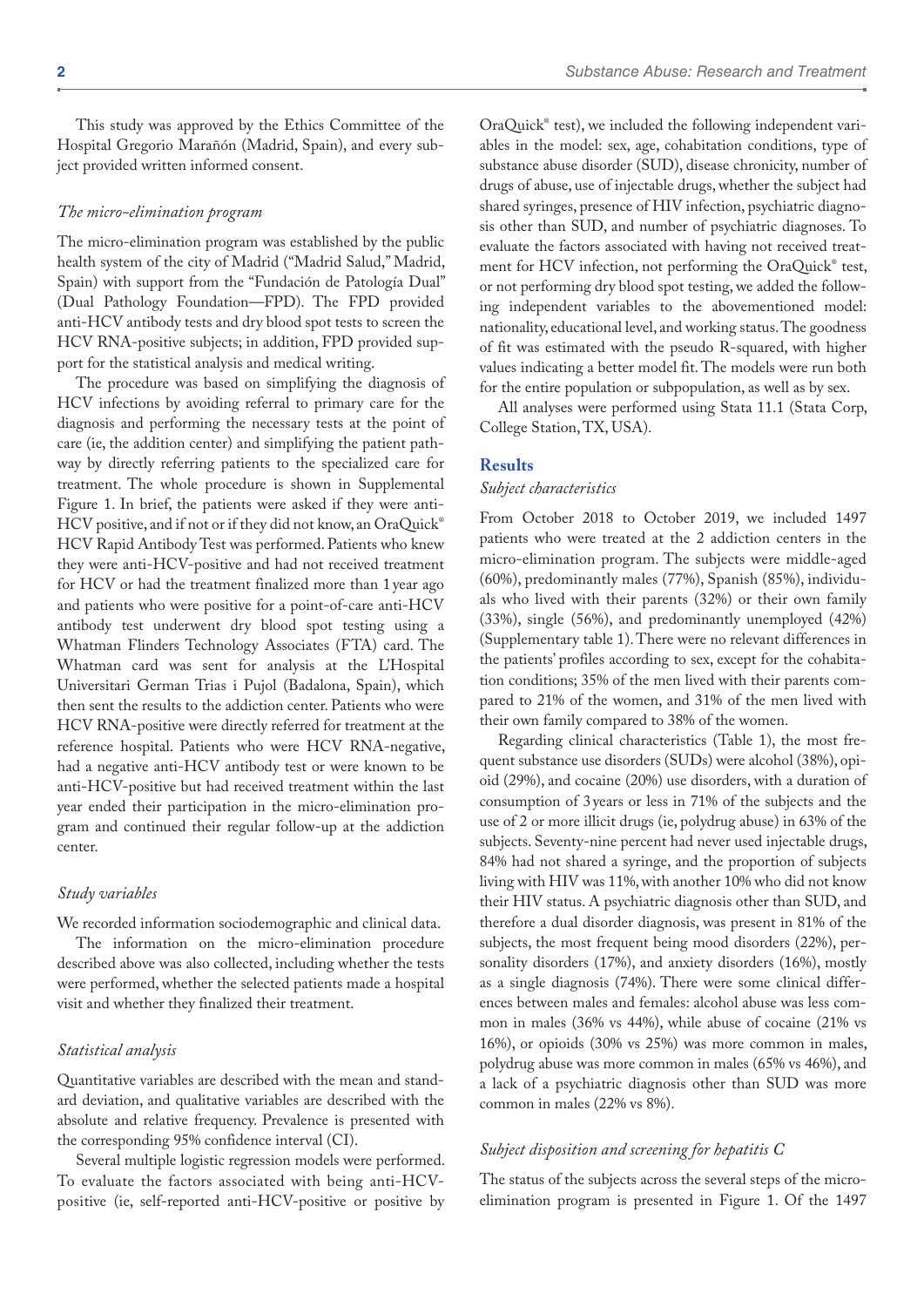This study was approved by the Ethics Committee of the Hospital Gregorio Marañón (Madrid, Spain), and every subject provided written informed consent.

### *The micro-elimination program*

The micro-elimination program was established by the public health system of the city of Madrid ("Madrid Salud," Madrid, Spain) with support from the "Fundación de Patología Dual" (Dual Pathology Foundation—FPD). The FPD provided anti-HCV antibody tests and dry blood spot tests to screen the HCV RNA-positive subjects; in addition, FPD provided support for the statistical analysis and medical writing.

The procedure was based on simplifying the diagnosis of HCV infections by avoiding referral to primary care for the diagnosis and performing the necessary tests at the point of care (ie, the addiction center) and simplifying the patient pathway by directly referring patients to the specialized care for treatment. The whole procedure is shown in Supplemental Figure 1. In brief, the patients were asked if they were anti-HCV positive, and if not or if they did not know, an OraQuick® HCV Rapid Antibody Test was performed. Patients who knew they were anti-HCV-positive and had not received treatment for HCV or had the treatment finalized more than 1 year ago and patients who were positive for a point-of-care anti-HCV antibody test underwent dry blood spot testing using a Whatman Flinders Technology Associates (FTA) card. The Whatman card was sent for analysis at the L'Hospital Universitari German Trias i Pujol (Badalona, Spain), which then sent the results to the addiction center. Patients who were HCV RNA-positive were directly referred for treatment at the reference hospital. Patients who were HCV RNA-negative, had a negative anti-HCV antibody test or were known to be anti-HCV-positive but had received treatment within the last year ended their participation in the micro-elimination program and continued their regular follow-up at the addiction center.

### *Study variables*

We recorded information sociodemographic and clinical data.

The information on the micro-elimination procedure described above was also collected, including whether the tests were performed, whether the selected patients made a hospital visit and whether they finalized their treatment.

### *Statistical analysis*

Quantitative variables are described with the mean and standard deviation, and qualitative variables are described with the absolute and relative frequency. Prevalence is presented with the corresponding 95% confidence interval (CI).

Several multiple logistic regression models were performed. To evaluate the factors associated with being anti-HCV-positive (ie, self-reported anti-HCV-positive or positive by OraQuick® test), we included the following independent variables in the model: sex, age, cohabitation conditions, type of substance abuse disorder (SUD), disease chronicity, number of drugs of abuse, use of injectable drugs, whether the subject had shared syringes, presence of HIV infection, psychiatric diagnosis other than SUD, and number of psychiatric diagnoses. To evaluate the factors associated with having not received treatment for HCV infection, not performing the OraQuick® test, or not performing dry blood spot testing, we added the following independent variables to the abovementioned model: nationality, educational level, and working status. The goodness of fit was estimated with the pseudo R-squared, with higher values indicating a better model fit. The models were run both for the entire population or subpopulation, as well as by sex.

All analyses were performed using Stata 11.1 (Stata Corp, College Station, TX, USA).

## Results

### *Subject characteristics*

From October 2018 to October 2019, we included 1497 patients who were treated at the 2 addiction centers in the micro-elimination program. The subjects were middle-aged (60%), predominantly males (77%), Spanish (85%), individuals who lived with their parents (32%) or their own family (33%), single (56%), and predominantly unemployed (42%) (Supplementary table 1). There were no relevant differences in the patients' profiles according to sex, except for the cohabitation conditions; 35% of the men lived with their parents compared to 21% of the women, and 31% of the men lived with their own family compared to 38% of the women.

Regarding clinical characteristics (Table 1), the most frequent substance use disorders (SUDs) were alcohol (38%), opioid (29%), and cocaine (20%) use disorders, with a duration of consumption of 3 years or less in 71% of the subjects and the use of 2 or more illicit drugs (ie, polydrug abuse) in 63% of the subjects. Seventy-nine percent had never used injectable drugs, 84% had not shared a syringe, and the proportion of subjects living with HIV was 11%, with another 10% who did not know their HIV status. A psychiatric diagnosis other than SUD, and therefore a dual disorder diagnosis, was present in 81% of the subjects, the most frequent being mood disorders (22%), personality disorders (17%), and anxiety disorders (16%), mostly as a single diagnosis (74%). There were some clinical differences between males and females: alcohol abuse was less common in males (36% vs 44%), while abuse of cocaine (21% vs 16%), or opioids (30% vs 25%) was more common in males, polydrug abuse was more common in males (65% vs 46%), and a lack of a psychiatric diagnosis other than SUD was more common in males (22% vs 8%).

### *Subject disposition and screening for hepatitis C*

The status of the subjects across the several steps of the micro-elimination program is presented in Figure 1. Of the 1497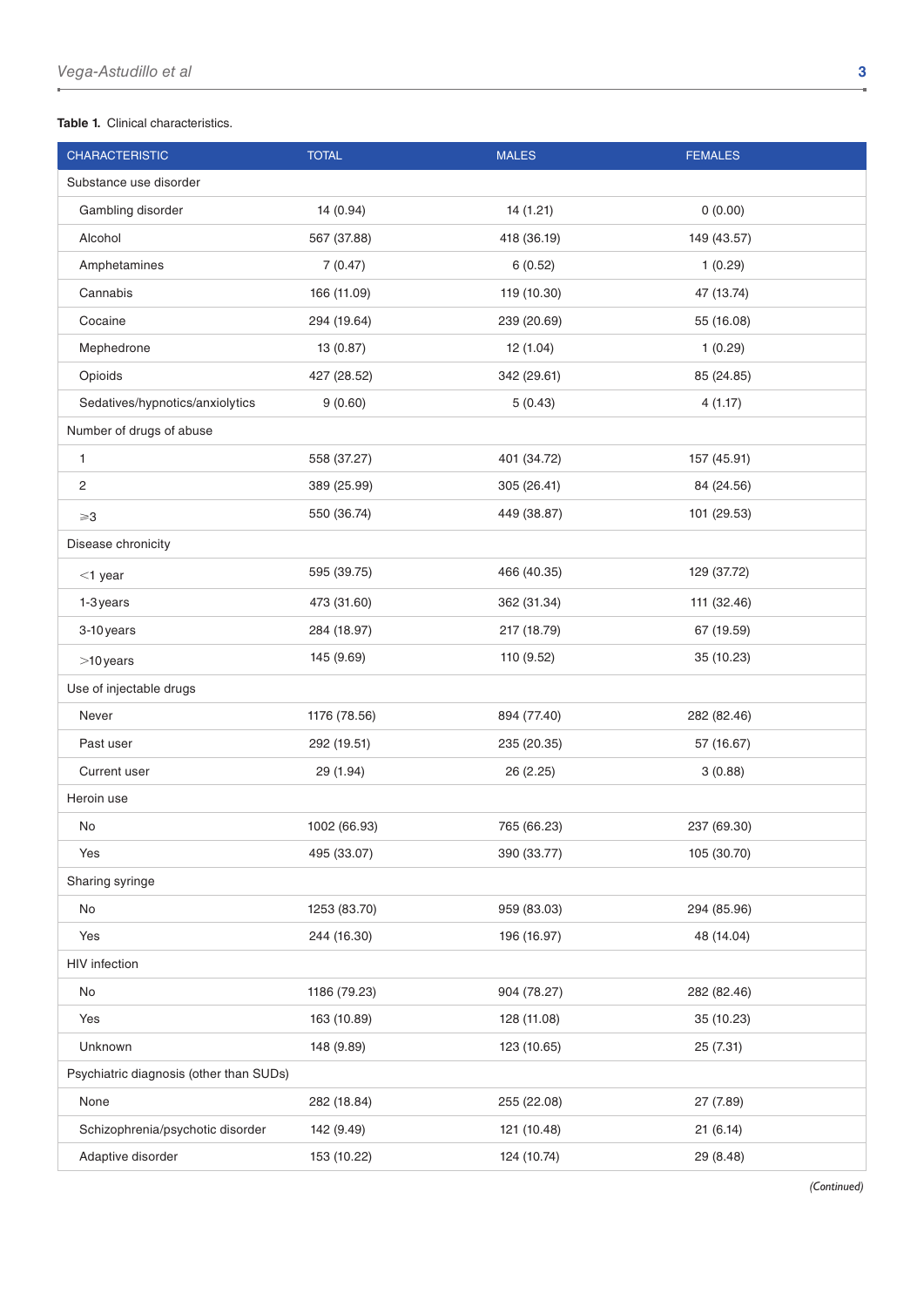**Table 1.** Clinical characteristics.

| CHARACTERISTIC | TOTAL | MALES | FEMALES |
|---|---|---|---|
| Substance use disorder | | | |
| Gambling disorder | 14 (0.94) | 14 (1.21) | 0 (0.00) |
| Alcohol | 567 (37.88) | 418 (36.19) | 149 (43.57) |
| Amphetamines | 7 (0.47) | 6 (0.52) | 1 (0.29) |
| Cannabis | 166 (11.09) | 119 (10.30) | 47 (13.74) |
| Cocaine | 294 (19.64) | 239 (20.69) | 55 (16.08) |
| Mephedrone | 13 (0.87) | 12 (1.04) | 1 (0.29) |
| Opioids | 427 (28.52) | 342 (29.61) | 85 (24.85) |
| Sedatives/hypnotics/anxiolytics | 9 (0.60) | 5 (0.43) | 4 (1.17) |
| Number of drugs of abuse | | | |
| 1 | 558 (37.27) | 401 (34.72) | 157 (45.91) |
| 2 | 389 (25.99) | 305 (26.41) | 84 (24.56) |
| ⩾3 | 550 (36.74) | 449 (38.87) | 101 (29.53) |
| Disease chronicity | | | |
| <1 year | 595 (39.75) | 466 (40.35) | 129 (37.72) |
| 1-3 years | 473 (31.60) | 362 (31.34) | 111 (32.46) |
| 3-10 years | 284 (18.97) | 217 (18.79) | 67 (19.59) |
| >10 years | 145 (9.69) | 110 (9.52) | 35 (10.23) |
| Use of injectable drugs | | | |
| Never | 1176 (78.56) | 894 (77.40) | 282 (82.46) |
| Past user | 292 (19.51) | 235 (20.35) | 57 (16.67) |
| Current user | 29 (1.94) | 26 (2.25) | 3 (0.88) |
| Heroin use | | | |
| No | 1002 (66.93) | 765 (66.23) | 237 (69.30) |
| Yes | 495 (33.07) | 390 (33.77) | 105 (30.70) |
| Sharing syringe | | | |
| No | 1253 (83.70) | 959 (83.03) | 294 (85.96) |
| Yes | 244 (16.30) | 196 (16.97) | 48 (14.04) |
| HIV infection | | | |
| No | 1186 (79.23) | 904 (78.27) | 282 (82.46) |
| Yes | 163 (10.89) | 128 (11.08) | 35 (10.23) |
| Unknown | 148 (9.89) | 123 (10.65) | 25 (7.31) |
| Psychiatric diagnosis (other than SUDs) | | | |
| None | 282 (18.84) | 255 (22.08) | 27 (7.89) |
| Schizophrenia/psychotic disorder | 142 (9.49) | 121 (10.48) | 21 (6.14) |
| Adaptive disorder | 153 (10.22) | 124 (10.74) | 29 (8.48) |

*(Continued)*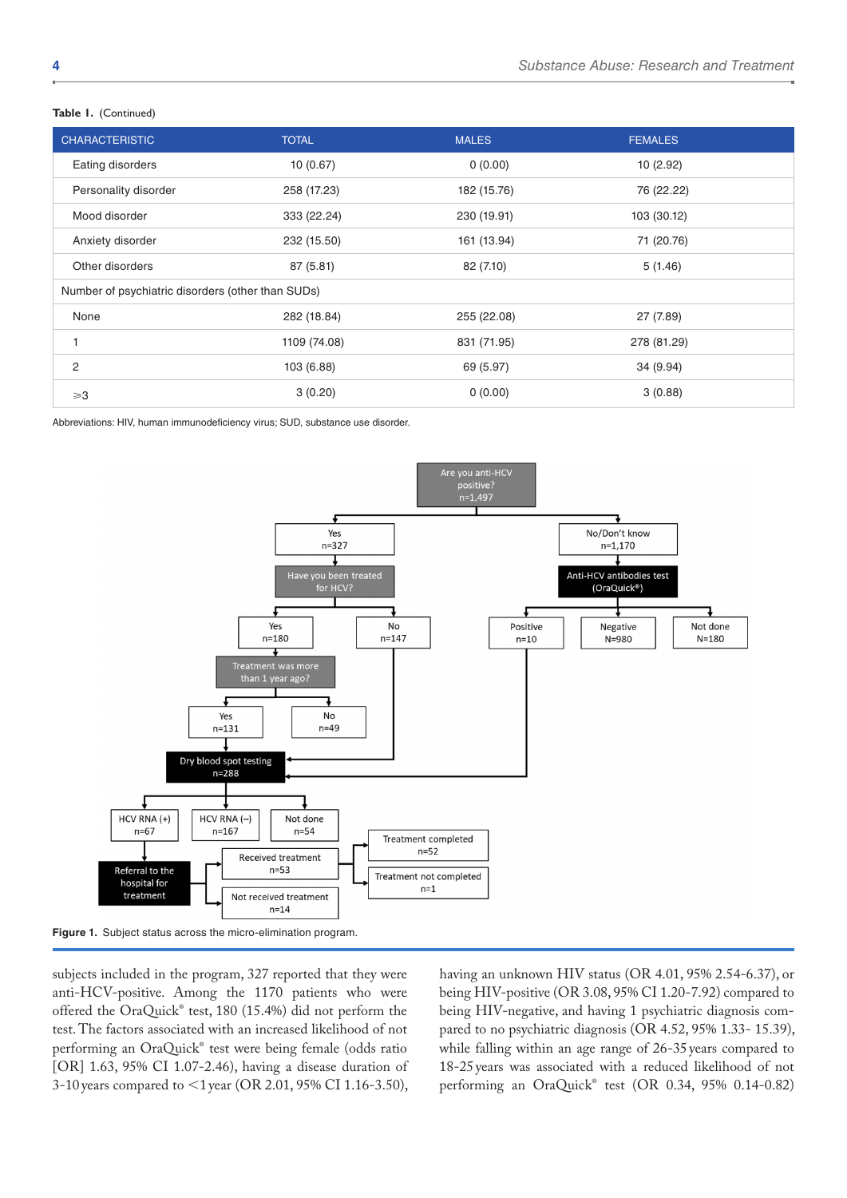**Table 1.** (Continued)

| CHARACTERISTIC | TOTAL | MALES | FEMALES |
|---|---|---|---|
| Eating disorders | 10 (0.67) | 0 (0.00) | 10 (2.92) |
| Personality disorder | 258 (17.23) | 182 (15.76) | 76 (22.22) |
| Mood disorder | 333 (22.24) | 230 (19.91) | 103 (30.12) |
| Anxiety disorder | 232 (15.50) | 161 (13.94) | 71 (20.76) |
| Other disorders | 87 (5.81) | 82 (7.10) | 5 (1.46) |
| Number of psychiatric disorders (other than SUDs) | | | |
| None | 282 (18.84) | 255 (22.08) | 27 (7.89) |
| 1 | 1109 (74.08) | 831 (71.95) | 278 (81.29) |
| 2 | 103 (6.88) | 69 (5.97) | 34 (9.94) |
| ⩾3 | 3 (0.20) | 0 (0.00) | 3 (0.88) |

Abbreviations: HIV, human immunodeficiency virus; SUD, substance use disorder.

Are you anti-HCV positive? n=1,497

Yes n=327

No/Don't know n=1,170

Have you been treated for HCV?

Anti-HCV antibodies test (OraQuick®)

Yes n=180

No n=147

Positive n=10

Negative N=980

Not done N=180

Treatment was more than 1 year ago?

Yes n=131

No n=49

Dry blood spot testing n=288

HCV RNA (+) n=67

HCV RNA (−) n=167

Not done n=54

Referral to the hospital for treatment

Received treatment n=53

Not received treatment n=14

Treatment completed n=52

Treatment not completed n=1

**Figure 1.** Subject status across the micro-elimination program.

subjects included in the program, 327 reported that they were anti-HCV-positive. Among the 1170 patients who were offered the OraQuick® test, 180 (15.4%) did not perform the test. The factors associated with an increased likelihood of not performing an OraQuick® test were being female (odds ratio [OR] 1.63, 95% CI 1.07-2.46), having a disease duration of 3-10 years compared to <1 year (OR 2.01, 95% CI 1.16-3.50), having an unknown HIV status (OR 4.01, 95% 2.54-6.37), or being HIV-positive (OR 3.08, 95% CI 1.20-7.92) compared to being HIV-negative, and having 1 psychiatric diagnosis compared to no psychiatric diagnosis (OR 4.52, 95% 1.33- 15.39), while falling within an age range of 26-35 years compared to 18-25 years was associated with a reduced likelihood of not performing an OraQuick® test (OR 0.34, 95% 0.14-0.82)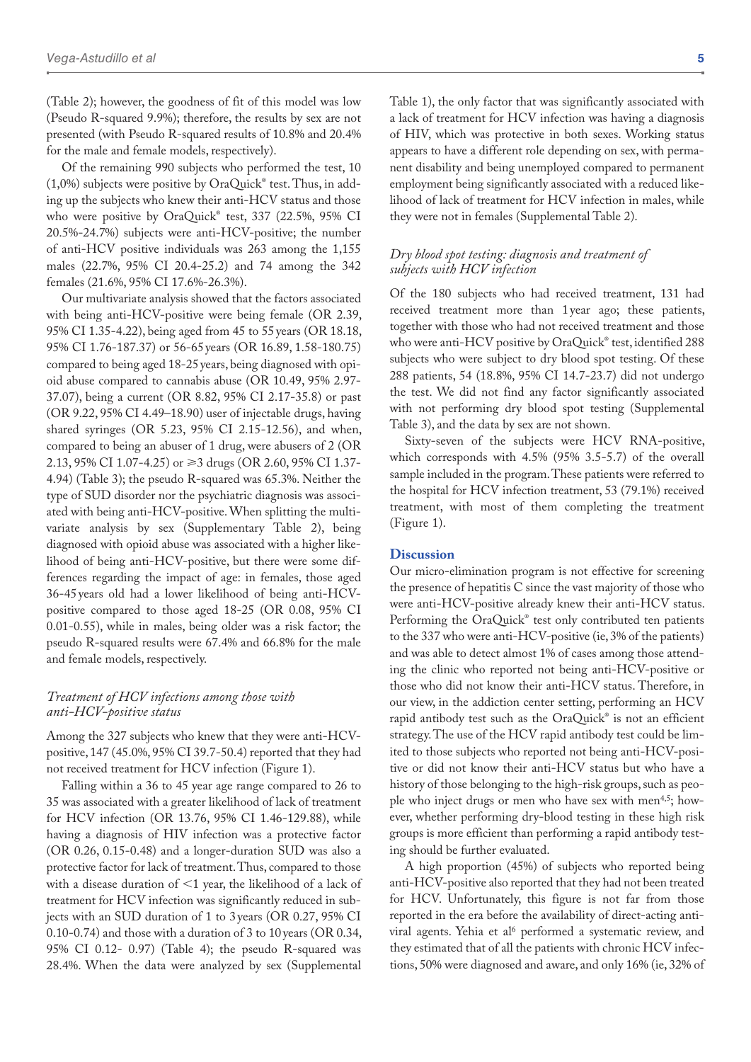(Table 2); however, the goodness of fit of this model was low (Pseudo R-squared 9.9%); therefore, the results by sex are not presented (with Pseudo R-squared results of 10.8% and 20.4% for the male and female models, respectively).

Of the remaining 990 subjects who performed the test, 10 (1,0%) subjects were positive by OraQuick® test. Thus, in adding up the subjects who knew their anti-HCV status and those who were positive by OraQuick® test, 337 (22.5%, 95% CI 20.5%-24.7%) subjects were anti-HCV-positive; the number of anti-HCV positive individuals was 263 among the 1,155 males (22.7%, 95% CI 20.4-25.2) and 74 among the 342 females (21.6%, 95% CI 17.6%-26.3%).

Our multivariate analysis showed that the factors associated with being anti-HCV-positive were being female (OR 2.39, 95% CI 1.35-4.22), being aged from 45 to 55 years (OR 18.18, 95% CI 1.76-187.37) or 56-65 years (OR 16.89, 1.58-180.75) compared to being aged 18-25 years, being diagnosed with opioid abuse compared to cannabis abuse (OR 10.49, 95% 2.97-37.07), being a current (OR 8.82, 95% CI 2.17-35.8) or past (OR 9.22, 95% CI 4.49–18.90) user of injectable drugs, having shared syringes (OR 5.23, 95% CI 2.15-12.56), and when, compared to being an abuser of 1 drug, were abusers of 2 (OR 2.13, 95% CI 1.07-4.25) or ⩾3 drugs (OR 2.60, 95% CI 1.37-4.94) (Table 3); the pseudo R-squared was 65.3%. Neither the type of SUD disorder nor the psychiatric diagnosis was associated with being anti-HCV-positive. When splitting the multivariate analysis by sex (Supplementary Table 2), being diagnosed with opioid abuse was associated with a higher likelihood of being anti-HCV-positive, but there were some differences regarding the impact of age: in females, those aged 36-45 years old had a lower likelihood of being anti-HCV-positive compared to those aged 18-25 (OR 0.08, 95% CI 0.01-0.55), while in males, being older was a risk factor; the pseudo R-squared results were 67.4% and 66.8% for the male and female models, respectively.

### *Treatment of HCV infections among those with anti-HCV-positive status*

Among the 327 subjects who knew that they were anti-HCV-positive, 147 (45.0%, 95% CI 39.7-50.4) reported that they had not received treatment for HCV infection (Figure 1).

Falling within a 36 to 45 year age range compared to 26 to 35 was associated with a greater likelihood of lack of treatment for HCV infection (OR 13.76, 95% CI 1.46-129.88), while having a diagnosis of HIV infection was a protective factor (OR 0.26, 0.15-0.48) and a longer-duration SUD was also a protective factor for lack of treatment. Thus, compared to those with a disease duration of <1 year, the likelihood of a lack of treatment for HCV infection was significantly reduced in subjects with an SUD duration of 1 to 3 years (OR 0.27, 95% CI 0.10-0.74) and those with a duration of 3 to 10 years (OR 0.34, 95% CI 0.12- 0.97) (Table 4); the pseudo R-squared was 28.4%. When the data were analyzed by sex (Supplemental Table 1), the only factor that was significantly associated with a lack of treatment for HCV infection was having a diagnosis of HIV, which was protective in both sexes. Working status appears to have a different role depending on sex, with permanent disability and being unemployed compared to permanent employment being significantly associated with a reduced likelihood of lack of treatment for HCV infection in males, while they were not in females (Supplemental Table 2).

### *Dry blood spot testing: diagnosis and treatment of subjects with HCV infection*

Of the 180 subjects who had received treatment, 131 had received treatment more than 1 year ago; these patients, together with those who had not received treatment and those who were anti-HCV positive by OraQuick® test, identified 288 subjects who were subject to dry blood spot testing. Of these 288 patients, 54 (18.8%, 95% CI 14.7-23.7) did not undergo the test. We did not find any factor significantly associated with not performing dry blood spot testing (Supplemental Table 3), and the data by sex are not shown.

Sixty-seven of the subjects were HCV RNA-positive, which corresponds with 4.5% (95% 3.5-5.7) of the overall sample included in the program. These patients were referred to the hospital for HCV infection treatment, 53 (79.1%) received treatment, with most of them completing the treatment (Figure 1).

## Discussion

Our micro-elimination program is not effective for screening the presence of hepatitis C since the vast majority of those who were anti-HCV-positive already knew their anti-HCV status. Performing the OraQuick® test only contributed ten patients to the 337 who were anti-HCV-positive (ie, 3% of the patients) and was able to detect almost 1% of cases among those attending the clinic who reported not being anti-HCV-positive or those who did not know their anti-HCV status. Therefore, in our view, in the addiction center setting, performing an HCV rapid antibody test such as the OraQuick® is not an efficient strategy. The use of the HCV rapid antibody test could be limited to those subjects who reported not being anti-HCV-positive or did not know their anti-HCV status but who have a history of those belonging to the high-risk groups, such as people who inject drugs or men who have sex with men[4,5]; however, whether performing dry-blood testing in these high risk groups is more efficient than performing a rapid antibody testing should be further evaluated.

A high proportion (45%) of subjects who reported being anti-HCV-positive also reported that they had not been treated for HCV. Unfortunately, this figure is not far from those reported in the era before the availability of direct-acting antiviral agents. Yehia et al[6] performed a systematic review, and they estimated that of all the patients with chronic HCV infections, 50% were diagnosed and aware, and only 16% (ie, 32% of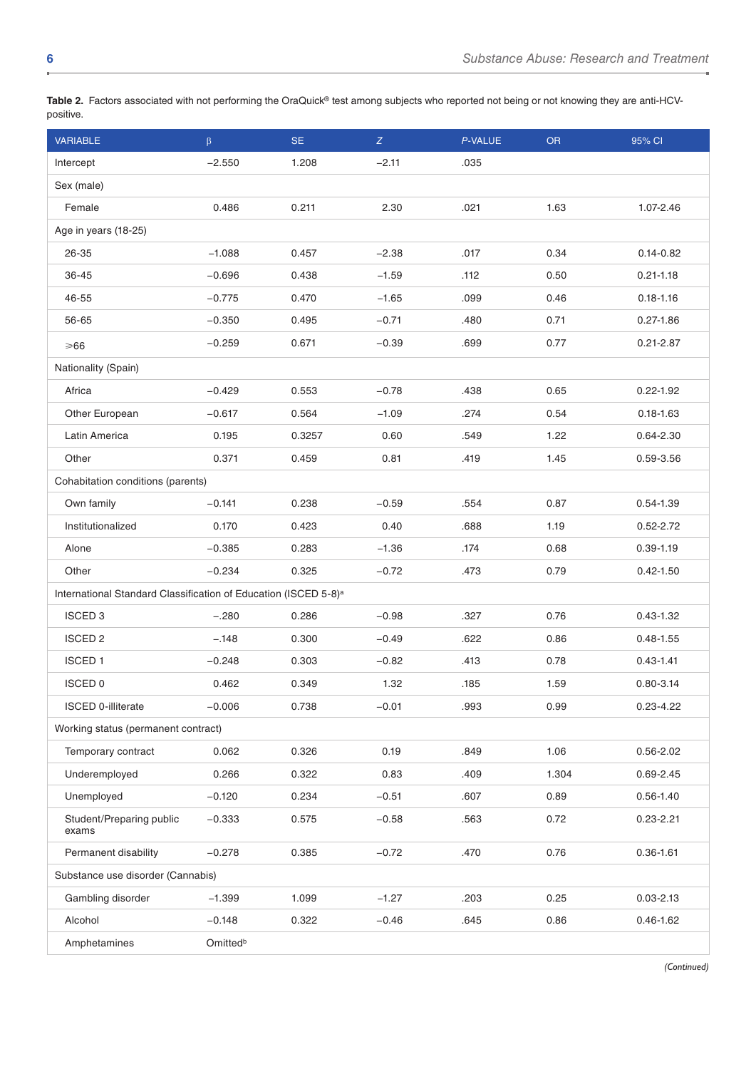**Table 2.** Factors associated with not performing the OraQuick® test among subjects who reported not being or not knowing they are anti-HCV-positive.

| VARIABLE | β | SE | *Z* | *P*-VALUE | OR | 95% CI |
| --- | --- | --- | --- | --- | --- | --- |
| Intercept | −2.550 | 1.208 | −2.11 | .035 | | |
| Sex (male) | | | | | | |
| Female | 0.486 | 0.211 | 2.30 | .021 | 1.63 | 1.07-2.46 |
| Age in years (18-25) | | | | | | |
| 26-35 | −1.088 | 0.457 | −2.38 | .017 | 0.34 | 0.14-0.82 |
| 36-45 | −0.696 | 0.438 | −1.59 | .112 | 0.50 | 0.21-1.18 |
| 46-55 | −0.775 | 0.470 | −1.65 | .099 | 0.46 | 0.18-1.16 |
| 56-65 | −0.350 | 0.495 | −0.71 | .480 | 0.71 | 0.27-1.86 |
| ⩾66 | −0.259 | 0.671 | −0.39 | .699 | 0.77 | 0.21-2.87 |
| Nationality (Spain) | | | | | | |
| Africa | −0.429 | 0.553 | −0.78 | .438 | 0.65 | 0.22-1.92 |
| Other European | −0.617 | 0.564 | −1.09 | .274 | 0.54 | 0.18-1.63 |
| Latin America | 0.195 | 0.3257 | 0.60 | .549 | 1.22 | 0.64-2.30 |
| Other | 0.371 | 0.459 | 0.81 | .419 | 1.45 | 0.59-3.56 |
| Cohabitation conditions (parents) | | | | | | |
| Own family | −0.141 | 0.238 | −0.59 | .554 | 0.87 | 0.54-1.39 |
| Institutionalized | 0.170 | 0.423 | 0.40 | .688 | 1.19 | 0.52-2.72 |
| Alone | −0.385 | 0.283 | −1.36 | .174 | 0.68 | 0.39-1.19 |
| Other | −0.234 | 0.325 | −0.72 | .473 | 0.79 | 0.42-1.50 |
| International Standard Classification of Education (ISCED 5-8)[a] | | | | | | |
| ISCED 3 | −.280 | 0.286 | −0.98 | .327 | 0.76 | 0.43-1.32 |
| ISCED 2 | −.148 | 0.300 | −0.49 | .622 | 0.86 | 0.48-1.55 |
| ISCED 1 | −0.248 | 0.303 | −0.82 | .413 | 0.78 | 0.43-1.41 |
| ISCED 0 | 0.462 | 0.349 | 1.32 | .185 | 1.59 | 0.80-3.14 |
| ISCED 0-illiterate | −0.006 | 0.738 | −0.01 | .993 | 0.99 | 0.23-4.22 |
| Working status (permanent contract) | | | | | | |
| Temporary contract | 0.062 | 0.326 | 0.19 | .849 | 1.06 | 0.56-2.02 |
| Underemployed | 0.266 | 0.322 | 0.83 | .409 | 1.304 | 0.69-2.45 |
| Unemployed | −0.120 | 0.234 | −0.51 | .607 | 0.89 | 0.56-1.40 |
| Student/Preparing public exams | −0.333 | 0.575 | −0.58 | .563 | 0.72 | 0.23-2.21 |
| Permanent disability | −0.278 | 0.385 | −0.72 | .470 | 0.76 | 0.36-1.61 |
| Substance use disorder (Cannabis) | | | | | | |
| Gambling disorder | −1.399 | 1.099 | −1.27 | .203 | 0.25 | 0.03-2.13 |
| Alcohol | −0.148 | 0.322 | −0.46 | .645 | 0.86 | 0.46-1.62 |
| Amphetamines | Omitted[b] | | | | | |

*(Continued)*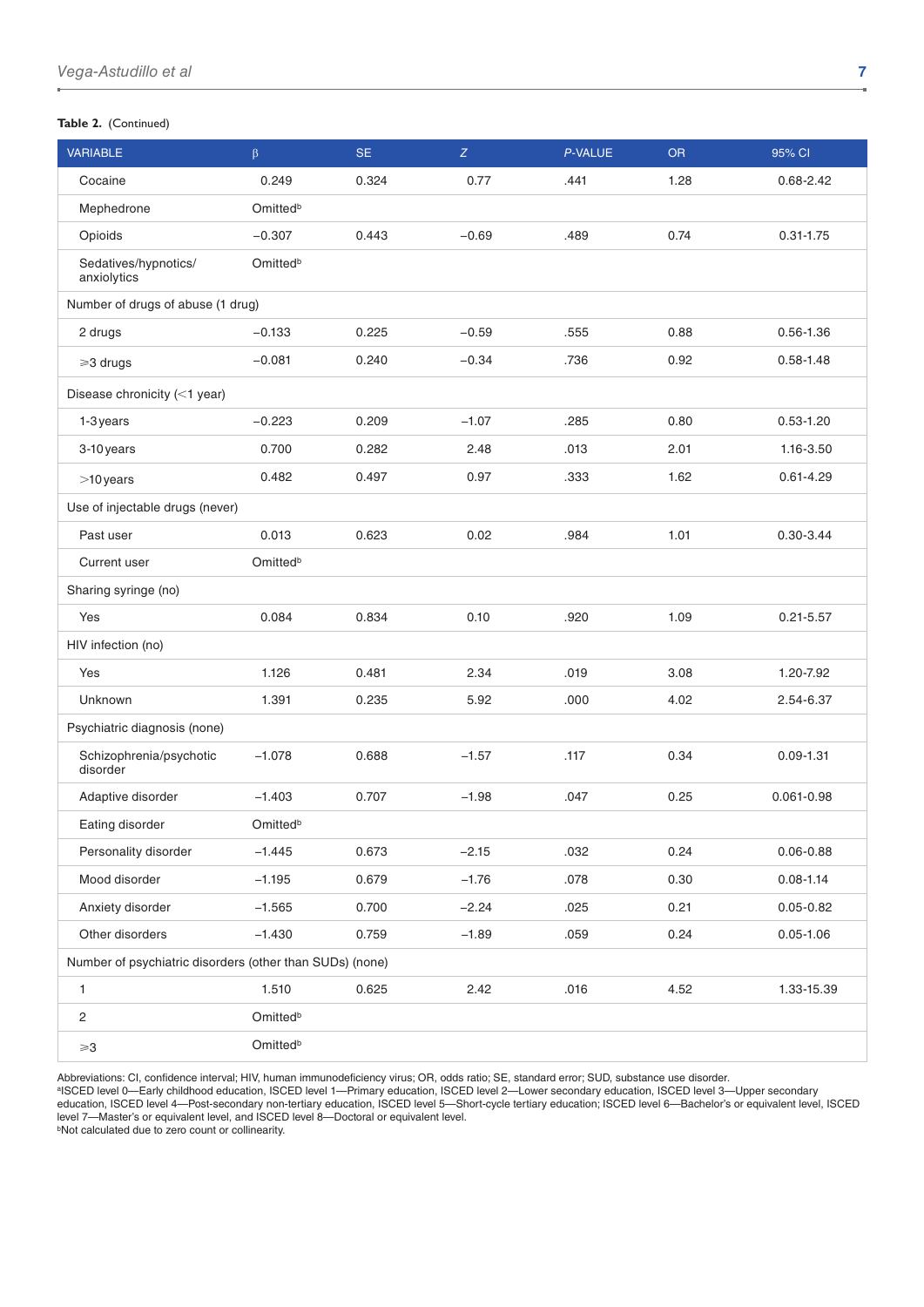**Table 2.** (Continued)

| VARIABLE | β | SE | *Z* | *P*-VALUE | OR | 95% CI |
|---|---|---|---|---|---|---|
| Cocaine | 0.249 | 0.324 | 0.77 | .441 | 1.28 | 0.68-2.42 |
| Mephedrone | Omitted[b] | | | | | |
| Opioids | −0.307 | 0.443 | −0.69 | .489 | 0.74 | 0.31-1.75 |
| Sedatives/hypnotics/anxiolytics | Omitted[b] | | | | | |
| Number of drugs of abuse (1 drug) | | | | | | |
| 2 drugs | −0.133 | 0.225 | −0.59 | .555 | 0.88 | 0.56-1.36 |
| ⩾3 drugs | −0.081 | 0.240 | −0.34 | .736 | 0.92 | 0.58-1.48 |
| Disease chronicity (<1 year) | | | | | | |
| 1-3 years | −0.223 | 0.209 | −1.07 | .285 | 0.80 | 0.53-1.20 |
| 3-10 years | 0.700 | 0.282 | 2.48 | .013 | 2.01 | 1.16-3.50 |
| >10 years | 0.482 | 0.497 | 0.97 | .333 | 1.62 | 0.61-4.29 |
| Use of injectable drugs (never) | | | | | | |
| Past user | 0.013 | 0.623 | 0.02 | .984 | 1.01 | 0.30-3.44 |
| Current user | Omitted[b] | | | | | |
| Sharing syringe (no) | | | | | | |
| Yes | 0.084 | 0.834 | 0.10 | .920 | 1.09 | 0.21-5.57 |
| HIV infection (no) | | | | | | |
| Yes | 1.126 | 0.481 | 2.34 | .019 | 3.08 | 1.20-7.92 |
| Unknown | 1.391 | 0.235 | 5.92 | .000 | 4.02 | 2.54-6.37 |
| Psychiatric diagnosis (none) | | | | | | |
| Schizophrenia/psychotic disorder | −1.078 | 0.688 | −1.57 | .117 | 0.34 | 0.09-1.31 |
| Adaptive disorder | −1.403 | 0.707 | −1.98 | .047 | 0.25 | 0.061-0.98 |
| Eating disorder | Omitted[b] | | | | | |
| Personality disorder | −1.445 | 0.673 | −2.15 | .032 | 0.24 | 0.06-0.88 |
| Mood disorder | −1.195 | 0.679 | −1.76 | .078 | 0.30 | 0.08-1.14 |
| Anxiety disorder | −1.565 | 0.700 | −2.24 | .025 | 0.21 | 0.05-0.82 |
| Other disorders | −1.430 | 0.759 | −1.89 | .059 | 0.24 | 0.05-1.06 |
| Number of psychiatric disorders (other than SUDs) (none) | | | | | | |
| 1 | 1.510 | 0.625 | 2.42 | .016 | 4.52 | 1.33-15.39 |
| 2 | Omitted[b] | | | | | |
| ⩾3 | Omitted[b] | | | | | |

Abbreviations: CI, confidence interval; HIV, human immunodeficiency virus; OR, odds ratio; SE, standard error; SUD, substance use disorder.
[a]ISCED level 0—Early childhood education, ISCED level 1—Primary education, ISCED level 2—Lower secondary education, ISCED level 3—Upper secondary education, ISCED level 4—Post-secondary non-tertiary education, ISCED level 5—Short-cycle tertiary education; ISCED level 6—Bachelor's or equivalent level, ISCED level 7—Master's or equivalent level, and ISCED level 8—Doctoral or equivalent level.
[b]Not calculated due to zero count or collinearity.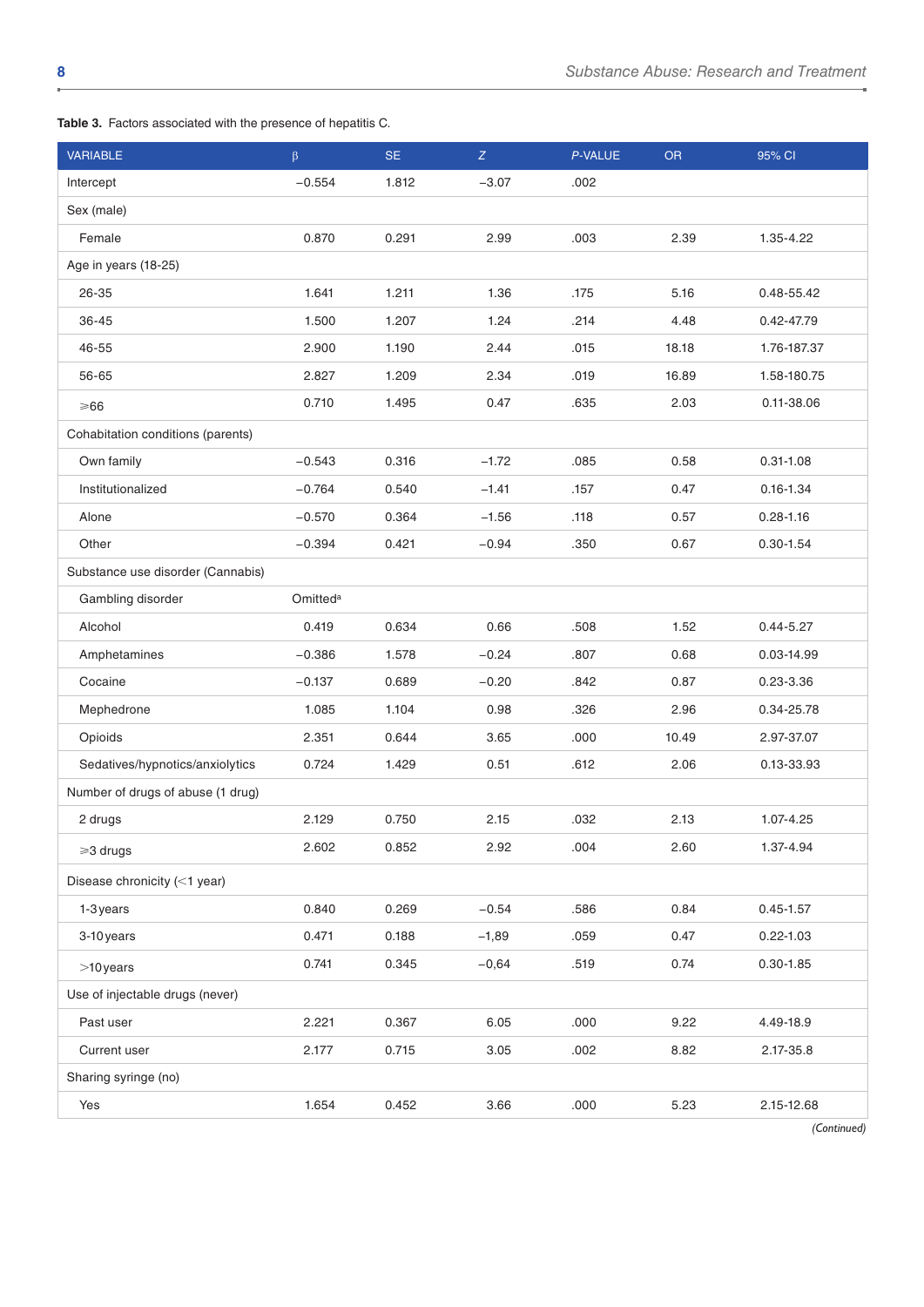**Table 3.** Factors associated with the presence of hepatitis C.

| VARIABLE | β | SE | *Z* | *P*-VALUE | OR | 95% CI |
|---|---|---|---|---|---|---|
| Intercept | −0.554 | 1.812 | −3.07 | .002 | | |
| Sex (male) | | | | | | |
| Female | 0.870 | 0.291 | 2.99 | .003 | 2.39 | 1.35-4.22 |
| Age in years (18-25) | | | | | | |
| 26-35 | 1.641 | 1.211 | 1.36 | .175 | 5.16 | 0.48-55.42 |
| 36-45 | 1.500 | 1.207 | 1.24 | .214 | 4.48 | 0.42-47.79 |
| 46-55 | 2.900 | 1.190 | 2.44 | .015 | 18.18 | 1.76-187.37 |
| 56-65 | 2.827 | 1.209 | 2.34 | .019 | 16.89 | 1.58-180.75 |
| ⩾66 | 0.710 | 1.495 | 0.47 | .635 | 2.03 | 0.11-38.06 |
| Cohabitation conditions (parents) | | | | | | |
| Own family | −0.543 | 0.316 | −1.72 | .085 | 0.58 | 0.31-1.08 |
| Institutionalized | −0.764 | 0.540 | −1.41 | .157 | 0.47 | 0.16-1.34 |
| Alone | −0.570 | 0.364 | −1.56 | .118 | 0.57 | 0.28-1.16 |
| Other | −0.394 | 0.421 | −0.94 | .350 | 0.67 | 0.30-1.54 |
| Substance use disorder (Cannabis) | | | | | | |
| Gambling disorder | Omitted[a] | | | | | |
| Alcohol | 0.419 | 0.634 | 0.66 | .508 | 1.52 | 0.44-5.27 |
| Amphetamines | −0.386 | 1.578 | −0.24 | .807 | 0.68 | 0.03-14.99 |
| Cocaine | −0.137 | 0.689 | −0.20 | .842 | 0.87 | 0.23-3.36 |
| Mephedrone | 1.085 | 1.104 | 0.98 | .326 | 2.96 | 0.34-25.78 |
| Opioids | 2.351 | 0.644 | 3.65 | .000 | 10.49 | 2.97-37.07 |
| Sedatives/hypnotics/anxiolytics | 0.724 | 1.429 | 0.51 | .612 | 2.06 | 0.13-33.93 |
| Number of drugs of abuse (1 drug) | | | | | | |
| 2 drugs | 2.129 | 0.750 | 2.15 | .032 | 2.13 | 1.07-4.25 |
| ⩾3 drugs | 2.602 | 0.852 | 2.92 | .004 | 2.60 | 1.37-4.94 |
| Disease chronicity (<1 year) | | | | | | |
| 1-3 years | 0.840 | 0.269 | −0.54 | .586 | 0.84 | 0.45-1.57 |
| 3-10 years | 0.471 | 0.188 | −1,89 | .059 | 0.47 | 0.22-1.03 |
| >10 years | 0.741 | 0.345 | −0,64 | .519 | 0.74 | 0.30-1.85 |
| Use of injectable drugs (never) | | | | | | |
| Past user | 2.221 | 0.367 | 6.05 | .000 | 9.22 | 4.49-18.9 |
| Current user | 2.177 | 0.715 | 3.05 | .002 | 8.82 | 2.17-35.8 |
| Sharing syringe (no) | | | | | | |
| Yes | 1.654 | 0.452 | 3.66 | .000 | 5.23 | 2.15-12.68 |

*(Continued)*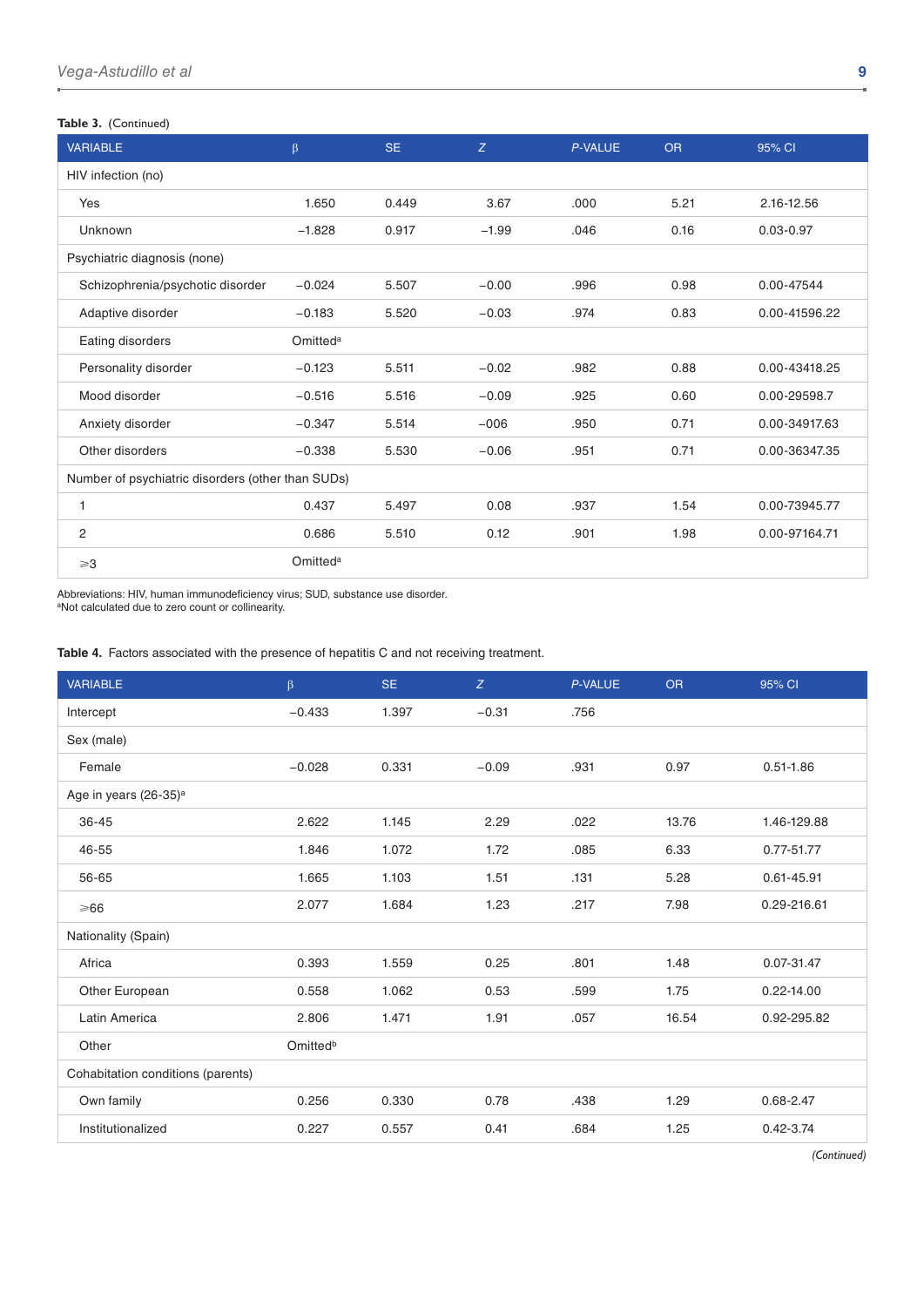**Table 3.** (Continued)

| VARIABLE | β | SE | Z | P-VALUE | OR | 95% CI |
|---|---|---|---|---|---|---|
| HIV infection (no) | | | | | | |
| Yes | 1.650 | 0.449 | 3.67 | .000 | 5.21 | 2.16-12.56 |
| Unknown | −1.828 | 0.917 | −1.99 | .046 | 0.16 | 0.03-0.97 |
| Psychiatric diagnosis (none) | | | | | | |
| Schizophrenia/psychotic disorder | −0.024 | 5.507 | −0.00 | .996 | 0.98 | 0.00-47544 |
| Adaptive disorder | −0.183 | 5.520 | −0.03 | .974 | 0.83 | 0.00-41596.22 |
| Eating disorders | Omitted[a] | | | | | |
| Personality disorder | −0.123 | 5.511 | −0.02 | .982 | 0.88 | 0.00-43418.25 |
| Mood disorder | −0.516 | 5.516 | −0.09 | .925 | 0.60 | 0.00-29598.7 |
| Anxiety disorder | −0.347 | 5.514 | −006 | .950 | 0.71 | 0.00-34917.63 |
| Other disorders | −0.338 | 5.530 | −0.06 | .951 | 0.71 | 0.00-36347.35 |
| Number of psychiatric disorders (other than SUDs) | | | | | | |
| 1 | 0.437 | 5.497 | 0.08 | .937 | 1.54 | 0.00-73945.77 |
| 2 | 0.686 | 5.510 | 0.12 | .901 | 1.98 | 0.00-97164.71 |
| ⩾3 | Omitted[a] | | | | | |

Abbreviations: HIV, human immunodeficiency virus; SUD, substance use disorder.
[a]Not calculated due to zero count or collinearity.

**Table 4.** Factors associated with the presence of hepatitis C and not receiving treatment.

| VARIABLE | β | SE | Z | P-VALUE | OR | 95% CI |
|---|---|---|---|---|---|---|
| Intercept | −0.433 | 1.397 | −0.31 | .756 | | |
| Sex (male) | | | | | | |
| Female | −0.028 | 0.331 | −0.09 | .931 | 0.97 | 0.51-1.86 |
| Age in years (26-35)[a] | | | | | | |
| 36-45 | 2.622 | 1.145 | 2.29 | .022 | 13.76 | 1.46-129.88 |
| 46-55 | 1.846 | 1.072 | 1.72 | .085 | 6.33 | 0.77-51.77 |
| 56-65 | 1.665 | 1.103 | 1.51 | .131 | 5.28 | 0.61-45.91 |
| ⩾66 | 2.077 | 1.684 | 1.23 | .217 | 7.98 | 0.29-216.61 |
| Nationality (Spain) | | | | | | |
| Africa | 0.393 | 1.559 | 0.25 | .801 | 1.48 | 0.07-31.47 |
| Other European | 0.558 | 1.062 | 0.53 | .599 | 1.75 | 0.22-14.00 |
| Latin America | 2.806 | 1.471 | 1.91 | .057 | 16.54 | 0.92-295.82 |
| Other | Omitted[b] | | | | | |
| Cohabitation conditions (parents) | | | | | | |
| Own family | 0.256 | 0.330 | 0.78 | .438 | 1.29 | 0.68-2.47 |
| Institutionalized | 0.227 | 0.557 | 0.41 | .684 | 1.25 | 0.42-3.74 |

*(Continued)*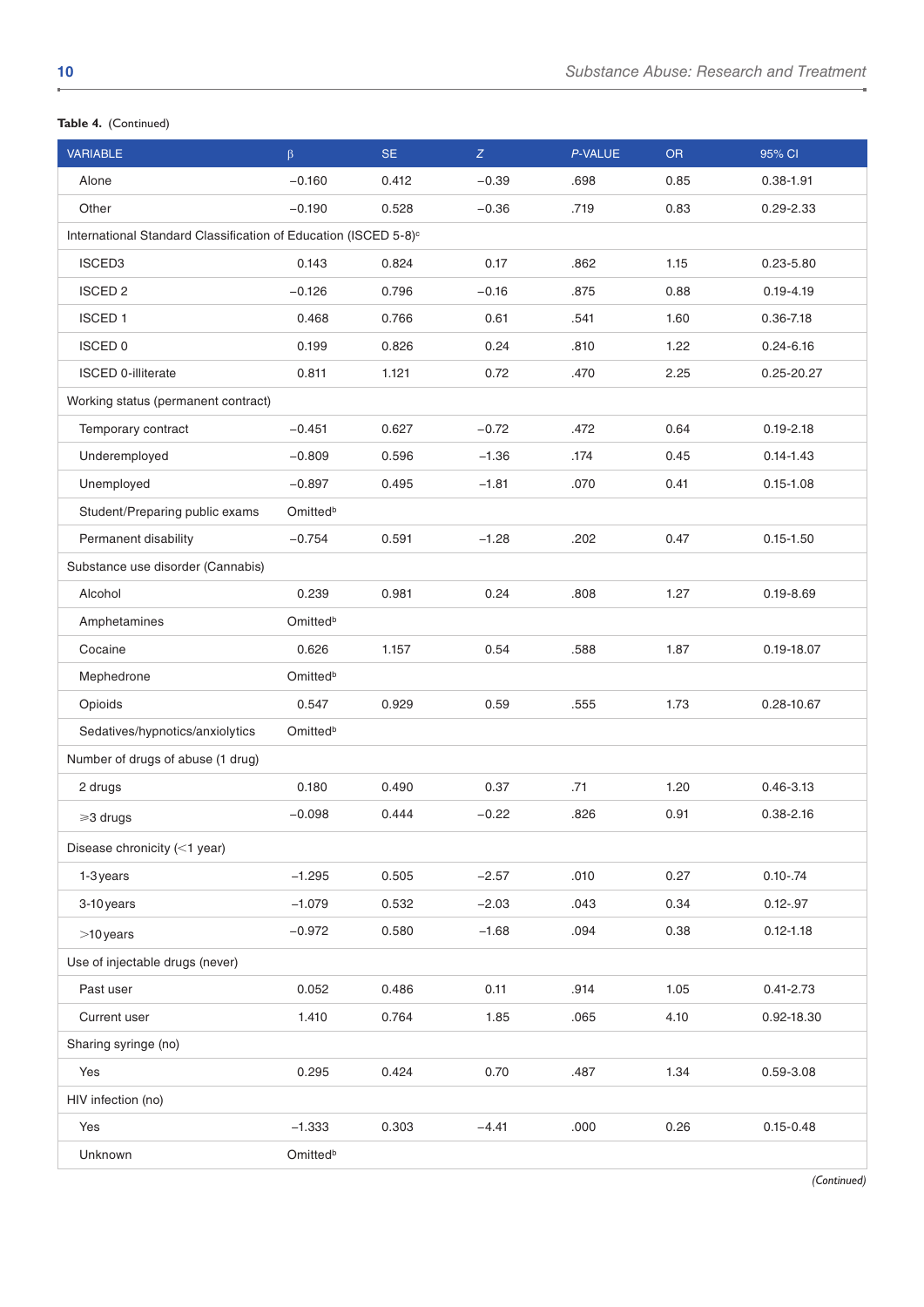**Table 4.** (Continued)

| VARIABLE | β | SE | Z | P-VALUE | OR | 95% CI |
|---|---|---|---|---|---|---|
| Alone | −0.160 | 0.412 | −0.39 | .698 | 0.85 | 0.38-1.91 |
| Other | −0.190 | 0.528 | −0.36 | .719 | 0.83 | 0.29-2.33 |
| International Standard Classification of Education (ISCED 5-8)[c] | | | | | | |
| ISCED3 | 0.143 | 0.824 | 0.17 | .862 | 1.15 | 0.23-5.80 |
| ISCED 2 | −0.126 | 0.796 | −0.16 | .875 | 0.88 | 0.19-4.19 |
| ISCED 1 | 0.468 | 0.766 | 0.61 | .541 | 1.60 | 0.36-7.18 |
| ISCED 0 | 0.199 | 0.826 | 0.24 | .810 | 1.22 | 0.24-6.16 |
| ISCED 0-illiterate | 0.811 | 1.121 | 0.72 | .470 | 2.25 | 0.25-20.27 |
| Working status (permanent contract) | | | | | | |
| Temporary contract | −0.451 | 0.627 | −0.72 | .472 | 0.64 | 0.19-2.18 |
| Underemployed | −0.809 | 0.596 | −1.36 | .174 | 0.45 | 0.14-1.43 |
| Unemployed | −0.897 | 0.495 | −1.81 | .070 | 0.41 | 0.15-1.08 |
| Student/Preparing public exams | Omitted[b] | | | | | |
| Permanent disability | −0.754 | 0.591 | −1.28 | .202 | 0.47 | 0.15-1.50 |
| Substance use disorder (Cannabis) | | | | | | |
| Alcohol | 0.239 | 0.981 | 0.24 | .808 | 1.27 | 0.19-8.69 |
| Amphetamines | Omitted[b] | | | | | |
| Cocaine | 0.626 | 1.157 | 0.54 | .588 | 1.87 | 0.19-18.07 |
| Mephedrone | Omitted[b] | | | | | |
| Opioids | 0.547 | 0.929 | 0.59 | .555 | 1.73 | 0.28-10.67 |
| Sedatives/hypnotics/anxiolytics | Omitted[b] | | | | | |
| Number of drugs of abuse (1 drug) | | | | | | |
| 2 drugs | 0.180 | 0.490 | 0.37 | .71 | 1.20 | 0.46-3.13 |
| ⩾3 drugs | −0.098 | 0.444 | −0.22 | .826 | 0.91 | 0.38-2.16 |
| Disease chronicity (<1 year) | | | | | | |
| 1-3 years | −1.295 | 0.505 | −2.57 | .010 | 0.27 | 0.10-.74 |
| 3-10 years | −1.079 | 0.532 | −2.03 | .043 | 0.34 | 0.12-.97 |
| >10 years | −0.972 | 0.580 | −1.68 | .094 | 0.38 | 0.12-1.18 |
| Use of injectable drugs (never) | | | | | | |
| Past user | 0.052 | 0.486 | 0.11 | .914 | 1.05 | 0.41-2.73 |
| Current user | 1.410 | 0.764 | 1.85 | .065 | 4.10 | 0.92-18.30 |
| Sharing syringe (no) | | | | | | |
| Yes | 0.295 | 0.424 | 0.70 | .487 | 1.34 | 0.59-3.08 |
| HIV infection (no) | | | | | | |
| Yes | −1.333 | 0.303 | −4.41 | .000 | 0.26 | 0.15-0.48 |
| Unknown | Omitted[b] | | | | | |

*(Continued)*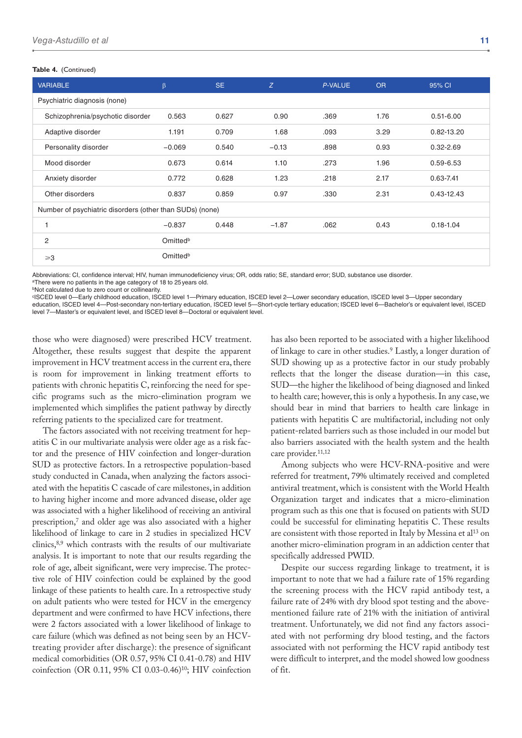**Table 4.** (Continued)

| VARIABLE | β | SE | Z | P-VALUE | OR | 95% CI |
|---|---|---|---|---|---|---|
| Psychiatric diagnosis (none) | | | | | | |
| Schizophrenia/psychotic disorder | 0.563 | 0.627 | 0.90 | .369 | 1.76 | 0.51-6.00 |
| Adaptive disorder | 1.191 | 0.709 | 1.68 | .093 | 3.29 | 0.82-13.20 |
| Personality disorder | −0.069 | 0.540 | −0.13 | .898 | 0.93 | 0.32-2.69 |
| Mood disorder | 0.673 | 0.614 | 1.10 | .273 | 1.96 | 0.59-6.53 |
| Anxiety disorder | 0.772 | 0.628 | 1.23 | .218 | 2.17 | 0.63-7.41 |
| Other disorders | 0.837 | 0.859 | 0.97 | .330 | 2.31 | 0.43-12.43 |
| Number of psychiatric disorders (other than SUDs) (none) | | | | | | |
| 1 | −0.837 | 0.448 | −1.87 | .062 | 0.43 | 0.18-1.04 |
| 2 | Omitted[b] | | | | | |
| ⩾3 | Omitted[b] | | | | | |

Abbreviations: CI, confidence interval; HIV, human immunodeficiency virus; OR, odds ratio; SE, standard error; SUD, substance use disorder.
[a]There were no patients in the age category of 18 to 25 years old.
[b]Not calculated due to zero count or collinearity.
[c]ISCED level 0—Early childhood education, ISCED level 1—Primary education, ISCED level 2—Lower secondary education, ISCED level 3—Upper secondary education, ISCED level 4—Post-secondary non-tertiary education, ISCED level 5—Short-cycle tertiary education; ISCED level 6—Bachelor's or equivalent level, ISCED level 7—Master's or equivalent level, and ISCED level 8—Doctoral or equivalent level.

those who were diagnosed) were prescribed HCV treatment. Altogether, these results suggest that despite the apparent improvement in HCV treatment access in the current era, there is room for improvement in linking treatment efforts to patients with chronic hepatitis C, reinforcing the need for specific programs such as the micro-elimination program we implemented which simplifies the patient pathway by directly referring patients to the specialized care for treatment.

The factors associated with not receiving treatment for hepatitis C in our multivariate analysis were older age as a risk factor and the presence of HIV coinfection and longer-duration SUD as protective factors. In a retrospective population-based study conducted in Canada, when analyzing the factors associated with the hepatitis C cascade of care milestones, in addition to having higher income and more advanced disease, older age was associated with a higher likelihood of receiving an antiviral prescription,[7] and older age was also associated with a higher likelihood of linkage to care in 2 studies in specialized HCV clinics,[8,9] which contrasts with the results of our multivariate analysis. It is important to note that our results regarding the role of age, albeit significant, were very imprecise. The protective role of HIV coinfection could be explained by the good linkage of these patients to health care. In a retrospective study on adult patients who were tested for HCV in the emergency department and were confirmed to have HCV infections, there were 2 factors associated with a lower likelihood of linkage to care failure (which was defined as not being seen by an HCV-treating provider after discharge): the presence of significant medical comorbidities (OR 0.57, 95% CI 0.41-0.78) and HIV coinfection (OR 0.11, 95% CI 0.03-0.46)[10]; HIV coinfection has also been reported to be associated with a higher likelihood of linkage to care in other studies.[9] Lastly, a longer duration of SUD showing up as a protective factor in our study probably reflects that the longer the disease duration—in this case, SUD—the higher the likelihood of being diagnosed and linked to health care; however, this is only a hypothesis. In any case, we should bear in mind that barriers to health care linkage in patients with hepatitis C are multifactorial, including not only patient-related barriers such as those included in our model but also barriers associated with the health system and the health care provider.[11,12]

Among subjects who were HCV-RNA-positive and were referred for treatment, 79% ultimately received and completed antiviral treatment, which is consistent with the World Health Organization target and indicates that a micro-elimination program such as this one that is focused on patients with SUD could be successful for eliminating hepatitis C. These results are consistent with those reported in Italy by Messina et al[13] on another micro-elimination program in an addiction center that specifically addressed PWID.

Despite our success regarding linkage to treatment, it is important to note that we had a failure rate of 15% regarding the screening process with the HCV rapid antibody test, a failure rate of 24% with dry blood spot testing and the above-mentioned failure rate of 21% with the initiation of antiviral treatment. Unfortunately, we did not find any factors associated with not performing dry blood testing, and the factors associated with not performing the HCV rapid antibody test were difficult to interpret, and the model showed low goodness of fit.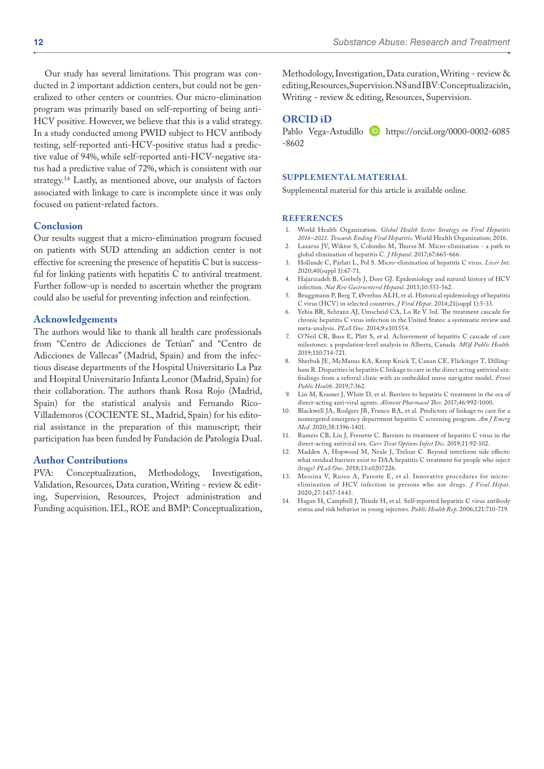Our study has several limitations. This program was conducted in 2 important addiction centers, but could not be generalized to other centers or countries. Our micro-elimination program was primarily based on self-reporting of being anti-HCV positive. However, we believe that this is a valid strategy. In a study conducted among PWID subject to HCV antibody testing, self-reported anti-HCV-positive status had a predictive value of 94%, while self-reported anti-HCV-negative status had a predictive value of 72%, which is consistent with our strategy.[14] Lastly, as mentioned above, our analysis of factors associated with linkage to care is incomplete since it was only focused on patient-related factors.

## Conclusion

Our results suggest that a micro-elimination program focused on patients with SUD attending an addiction center is not effective for screening the presence of hepatitis C but is successful for linking patients with hepatitis C to antiviral treatment. Further follow-up is needed to ascertain whether the program could also be useful for preventing infection and reinfection.

## Acknowledgements

The authors would like to thank all health care professionals from "Centro de Adicciones de Tetúan" and "Centro de Adicciones de Vallecas" (Madrid, Spain) and from the infectious disease departments of the Hospital Universitario La Paz and Hospital Universitario Infanta Leonor (Madrid, Spain) for their collaboration. The authors thank Rosa Rojo (Madrid, Spain) for the statistical analysis and Fernando Rico-Villademoros (COCIENTE SL, Madrid, Spain) for his editorial assistance in the preparation of this manuscript; their participation has been funded by Fundación de Patología Dual.

## Author Contributions

PVA: Conceptualization, Methodology, Investigation, Validation, Resources, Data curation, Writing - review & editing, Supervision, Resources, Project administration and Funding acquisition. IEL, ROE and BMP: Conceptualization, Methodology, Investigation, Data curation, Writing - review & editing, Resources, Supervision. NS and IBV: Conceptualización, Writing - review & editing, Resources, Supervision.

## ORCID iD

Pablo Vega-Astudillo https://orcid.org/0000-0002-6085-8602

## Supplemental Material

Supplemental material for this article is available online.

## References

1. World Health Organization. *Global Health Sector Strategy on Viral Hepatitis 2016–2021. Towards Ending Viral Hepatitis*. World Health Organization; 2016.
2. Lazarus JV, Wiktor S, Colombo M, Thursz M. Micro-elimination - a path to global elimination of hepatitis C. *J Hepatol*. 2017;67:665-666.
3. Hollande C, Parlati L, Pol S. Micro-elimination of hepatitis C virus. *Liver Int*. 2020;40(suppl 1):67-71.
4. Hajarizadeh B, Grebely J, Dore GJ. Epidemiology and natural history of HCV infection. *Nat Rev Gastroenterol Hepatol*. 2013;10:553-562.
5. Bruggmann P, Berg T, Øvrehus ALH, et al. Historical epidemiology of hepatitis C virus (HCV) in selected countries. *J Viral Hepat*. 2014;21(suppl 1):5-33.
6. Yehia BR, Schranz AJ, Umscheid CA, Lo Re V 3rd. The treatment cascade for chronic hepatitis C virus infection in the United States: a systematic review and meta-analysis. *PLoS One*. 2014;9:e101554.
7. O'Neil CR, Buss E, Plitt S, et al. Achievement of hepatitis C cascade of care milestones: a population-level analysis in Alberta, Canada. *MOJ Public Health*. 2019;110:714-721.
8. Sherbuk JE, McManus KA, Kemp Knick T, Canan CE, Flickinger T, Dillingham R. Disparities in hepatitis C linkage to care in the direct acting antiviral era: findings from a referral clinic with an embedded nurse navigator model. *Front Public Health*. 2019;7:362.
9. Lin M, Kramer J, White D, et al. Barriers to hepatitis C treatment in the era of direct-acting anti-viral agents. *Aliment Pharmacol Ther*. 2017;46:992-1000.
10. Blackwell JA, Rodgers JB, Franco RA, et al. Predictors of linkage to care for a nontargeted emergency department hepatitis C screening program. *Am J Emerg Med*. 2020;38:1396-1401.
11. Ramers CB, Liu J, Frenette C. Barriers to treatment of hepatitis C virus in the direct-acting antiviral era. *Curr Treat Options Infect Dis*. 2019;11:92-102.
12. Madden A, Hopwood M, Neale J, Treloar C. Beyond interferon side effects: what residual barriers exist to DAA hepatitis C treatment for people who inject drugs? *PLoS One*. 2018;13:e0207226.
13. Messina V, Russo A, Parente E, et al. Innovative procedures for micro-elimination of HCV infection in persons who use drugs. *J Viral Hepat*. 2020;27:1437-1443.
14. Hagan H, Campbell J, Thiede H, et al. Self-reported hepatitis C virus antibody status and risk behavior in young injectors. *Public Health Rep*. 2006;121:710-719.